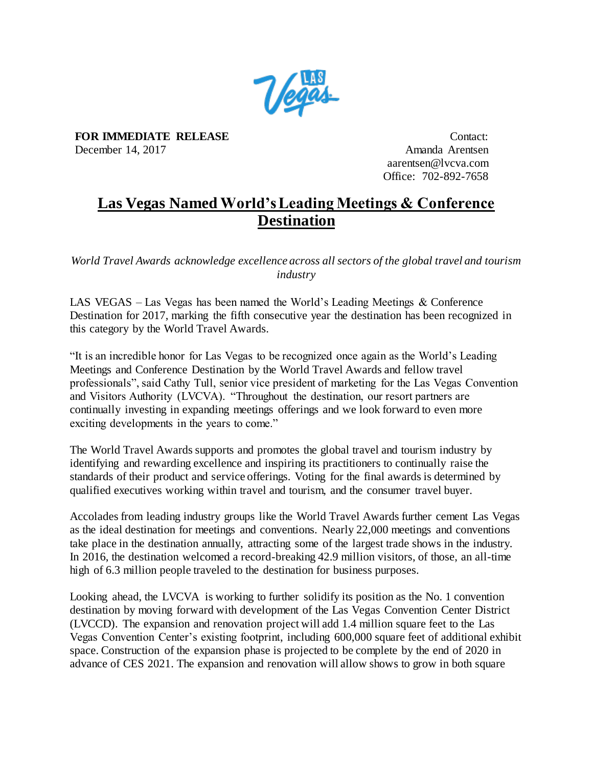**FOR IMMEDIATE RELEASE**
December 14, 2017

Contact:
Amanda Arentsen
aarentsen@lvcva.com
Office: 702-892-7658

# Las Vegas Named World's Leading Meetings & Conference Destination

*World Travel Awards acknowledge excellence across all sectors of the global travel and tourism industry*

LAS VEGAS – Las Vegas has been named the World's Leading Meetings & Conference Destination for 2017, marking the fifth consecutive year the destination has been recognized in this category by the World Travel Awards.

"It is an incredible honor for Las Vegas to be recognized once again as the World's Leading Meetings and Conference Destination by the World Travel Awards and fellow travel professionals", said Cathy Tull, senior vice president of marketing for the Las Vegas Convention and Visitors Authority (LVCVA). "Throughout the destination, our resort partners are continually investing in expanding meetings offerings and we look forward to even more exciting developments in the years to come."

The World Travel Awards supports and promotes the global travel and tourism industry by identifying and rewarding excellence and inspiring its practitioners to continually raise the standards of their product and service offerings. Voting for the final awards is determined by qualified executives working within travel and tourism, and the consumer travel buyer.

Accolades from leading industry groups like the World Travel Awards further cement Las Vegas as the ideal destination for meetings and conventions. Nearly 22,000 meetings and conventions take place in the destination annually, attracting some of the largest trade shows in the industry. In 2016, the destination welcomed a record-breaking 42.9 million visitors, of those, an all-time high of 6.3 million people traveled to the destination for business purposes.

Looking ahead, the LVCVA is working to further solidify its position as the No. 1 convention destination by moving forward with development of the Las Vegas Convention Center District (LVCCD). The expansion and renovation project will add 1.4 million square feet to the Las Vegas Convention Center's existing footprint, including 600,000 square feet of additional exhibit space. Construction of the expansion phase is projected to be complete by the end of 2020 in advance of CES 2021. The expansion and renovation will allow shows to grow in both square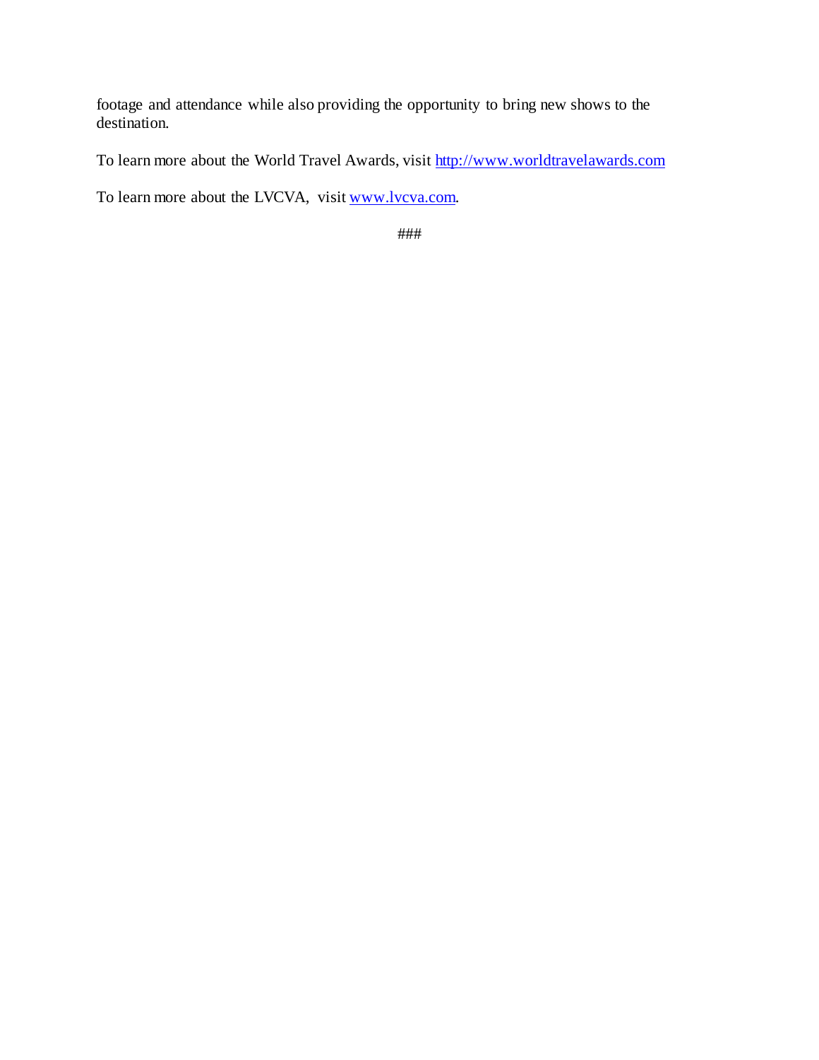footage and attendance while also providing the opportunity to bring new shows to the destination.

To learn more about the World Travel Awards, visit http://www.worldtravelawards.com

To learn more about the LVCVA, visit www.lvcva.com.

###